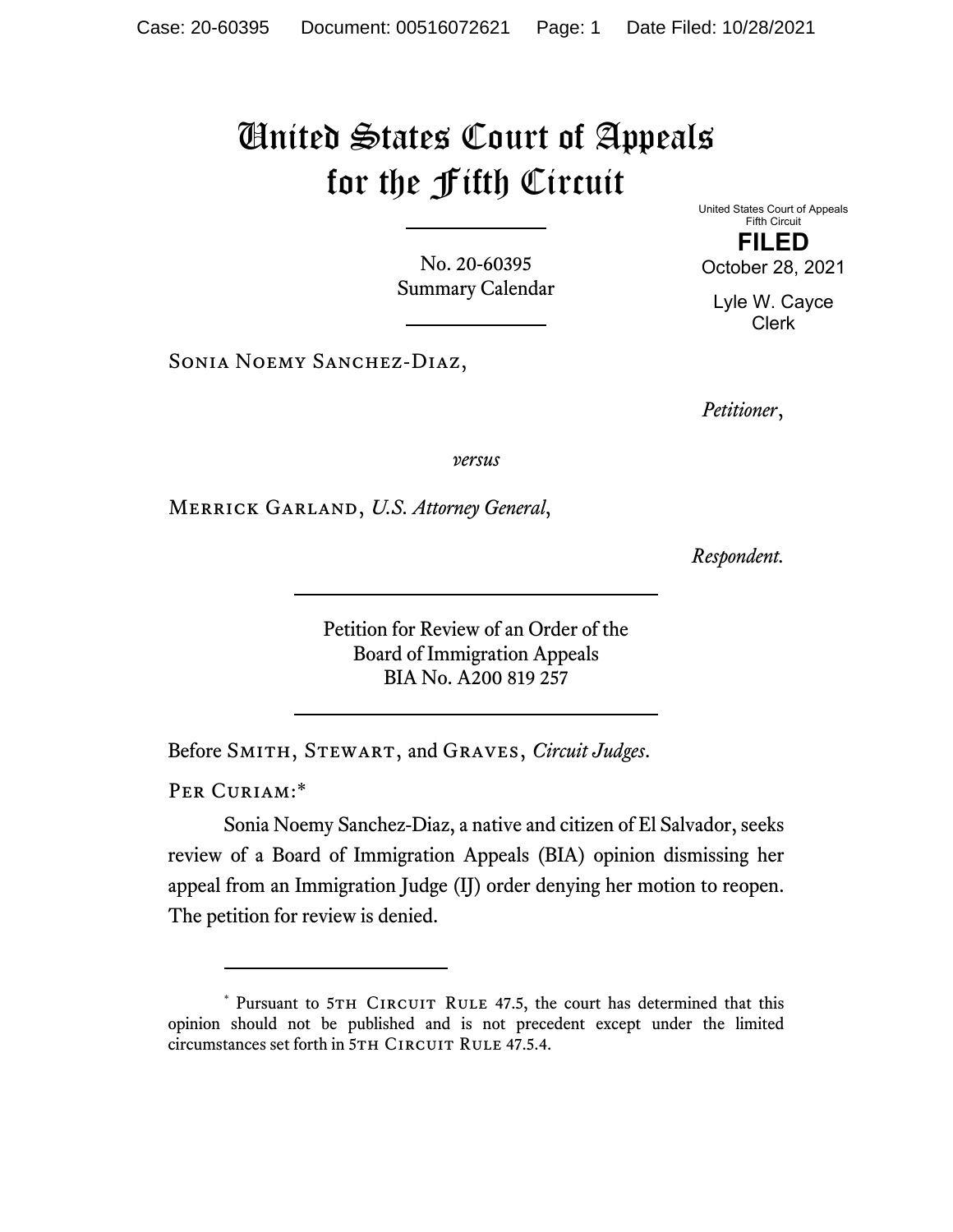# United States Court of Appeals for the Fifth Circuit

United States Court of Appeals
Fifth Circuit

**FILED**

October 28, 2021

Lyle W. Cayce
Clerk

No. 20-60395
Summary Calendar

---

Sonia Noemy Sanchez-Diaz,

*Petitioner*,

*versus*

Merrick Garland, *U.S. Attorney General*,

*Respondent.*

---

Petition for Review of an Order of the
Board of Immigration Appeals
BIA No. A200 819 257

---

Before Smith, Stewart, and Graves, *Circuit Judges*.

Per Curiam:*

Sonia Noemy Sanchez-Diaz, a native and citizen of El Salvador, seeks review of a Board of Immigration Appeals (BIA) opinion dismissing her appeal from an Immigration Judge (IJ) order denying her motion to reopen. The petition for review is denied.

---

\* Pursuant to 5th Circuit Rule 47.5, the court has determined that this opinion should not be published and is not precedent except under the limited circumstances set forth in 5th Circuit Rule 47.5.4.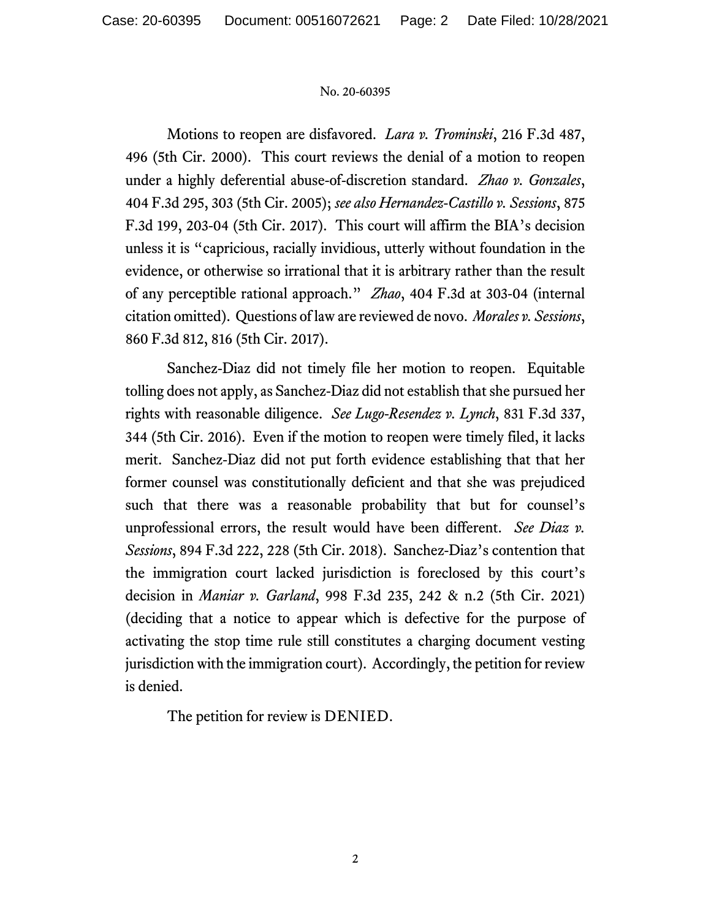Motions to reopen are disfavored. *Lara v. Trominski*, 216 F.3d 487, 496 (5th Cir. 2000). This court reviews the denial of a motion to reopen under a highly deferential abuse-of-discretion standard. *Zhao v. Gonzales*, 404 F.3d 295, 303 (5th Cir. 2005); *see also Hernandez-Castillo v. Sessions*, 875 F.3d 199, 203-04 (5th Cir. 2017). This court will affirm the BIA's decision unless it is "capricious, racially invidious, utterly without foundation in the evidence, or otherwise so irrational that it is arbitrary rather than the result of any perceptible rational approach." *Zhao*, 404 F.3d at 303-04 (internal citation omitted). Questions of law are reviewed de novo. *Morales v. Sessions*, 860 F.3d 812, 816 (5th Cir. 2017).

Sanchez-Diaz did not timely file her motion to reopen. Equitable tolling does not apply, as Sanchez-Diaz did not establish that she pursued her rights with reasonable diligence. *See Lugo-Resendez v. Lynch*, 831 F.3d 337, 344 (5th Cir. 2016). Even if the motion to reopen were timely filed, it lacks merit. Sanchez-Diaz did not put forth evidence establishing that that her former counsel was constitutionally deficient and that she was prejudiced such that there was a reasonable probability that but for counsel's unprofessional errors, the result would have been different. *See Diaz v. Sessions*, 894 F.3d 222, 228 (5th Cir. 2018). Sanchez-Diaz's contention that the immigration court lacked jurisdiction is foreclosed by this court's decision in *Maniar v. Garland*, 998 F.3d 235, 242 & n.2 (5th Cir. 2021) (deciding that a notice to appear which is defective for the purpose of activating the stop time rule still constitutes a charging document vesting jurisdiction with the immigration court). Accordingly, the petition for review is denied.

The petition for review is DENIED.